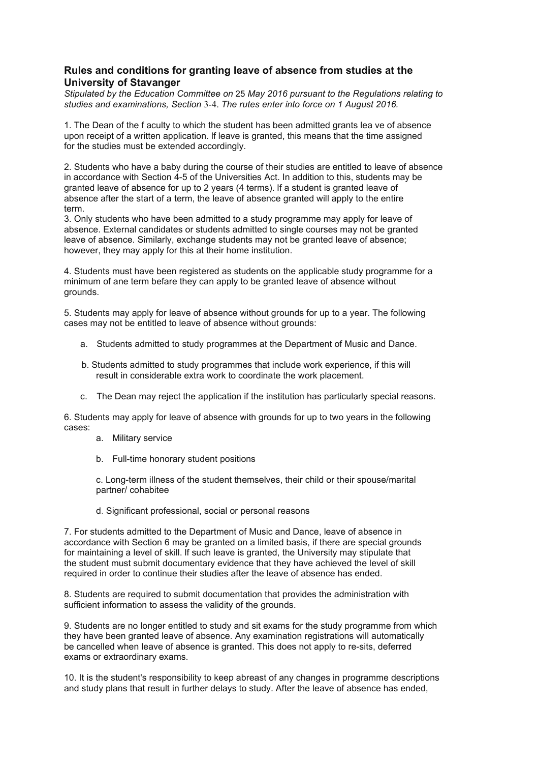## Rules and conditions for granting leave of absence from studies at the University of Stavanger

*Stipulated by the Education Committee on 25 May 2016 pursuant to the Regulations relating to studies and examinations, Section 3-4. The rutes enter into force on 1 August 2016.*

1. The Dean of the f aculty to which the student has been admitted grants lea ve of absence upon receipt of a written application. If leave is granted, this means that the time assigned for the studies must be extended accordingly.

2. Students who have a baby during the course of their studies are entitled to leave of absence in accordance with Section 4-5 of the Universities Act. In addition to this, students may be granted leave of absence for up to 2 years (4 terms). If a student is granted leave of absence after the start of a term, the leave of absence granted will apply to the entire term.

3. Only students who have been admitted to a study programme may apply for leave of absence. External candidates or students admitted to single courses may not be granted leave of absence. Similarly, exchange students may not be granted leave of absence; however, they may apply for this at their home institution.

4. Students must have been registered as students on the applicable study programme for a minimum of ane term befare they can apply to be granted leave of absence without grounds.

5. Students may apply for leave of absence without grounds for up to a year. The following cases may not be entitled to leave of absence without grounds:

   a. Students admitted to study programmes at the Department of Music and Dance.

   b. Students admitted to study programmes that include work experience, if this will result in considerable extra work to coordinate the work placement.

   c. The Dean may reject the application if the institution has particularly special reasons.

6. Students may apply for leave of absence with grounds for up to two years in the following cases:

   a. Military service

   b. Full-time honorary student positions

   c. Long-term illness of the student themselves, their child or their spouse/marital partner/ cohabitee

   d. Significant professional, social or personal reasons

7. For students admitted to the Department of Music and Dance, leave of absence in accordance with Section 6 may be granted on a limited basis, if there are special grounds for maintaining a level of skill. If such leave is granted, the University may stipulate that the student must submit documentary evidence that they have achieved the level of skill required in order to continue their studies after the leave of absence has ended.

8. Students are required to submit documentation that provides the administration with sufficient information to assess the validity of the grounds.

9. Students are no longer entitled to study and sit exams for the study programme from which they have been granted leave of absence. Any examination registrations will automatically be cancelled when leave of absence is granted. This does not apply to re-sits, deferred exams or extraordinary exams.

10. It is the student's responsibility to keep abreast of any changes in programme descriptions and study plans that result in further delays to study. After the leave of absence has ended,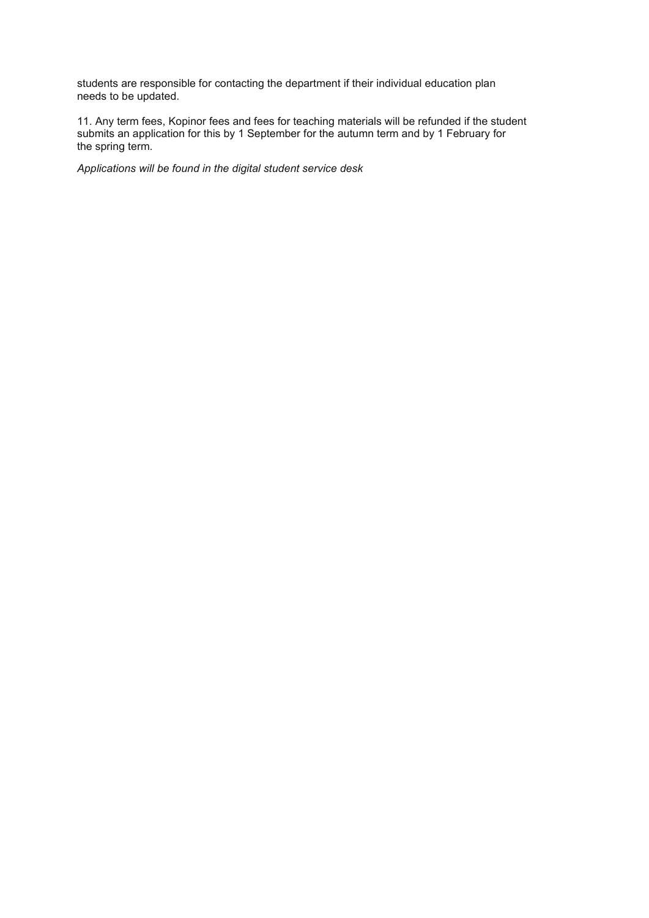students are responsible for contacting the department if their individual education plan needs to be updated.

11. Any term fees, Kopinor fees and fees for teaching materials will be refunded if the student submits an application for this by 1 September for the autumn term and by 1 February for the spring term.

*Applications will be found in the digital student service desk*